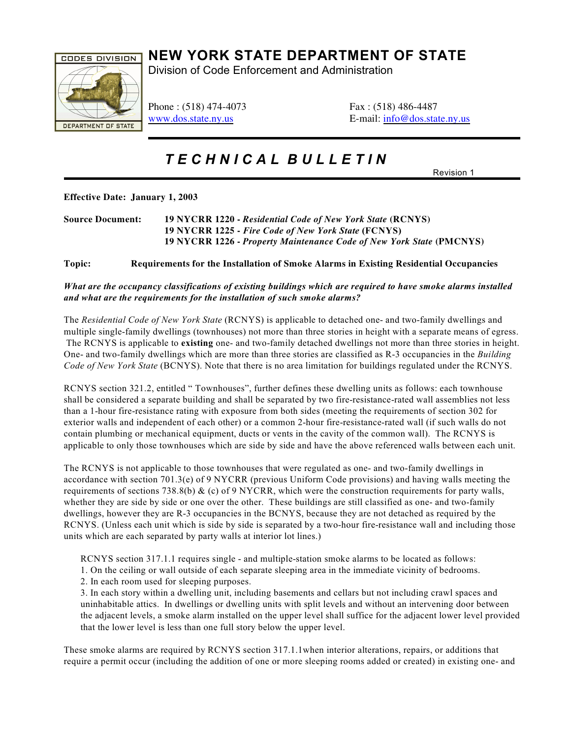# NEW YORK STATE DEPARTMENT OF STATE

Division of Code Enforcement and Administration

Phone : (518) 474-4073 Fax : (518) 486-4487
www.dos.state.ny.us E-mail: info@dos.state.ny.us

## *T E C H N I C A L  B U L L E T I N*

Revision 1

**Effective Date: January 1, 2003**

**Source Document:** **19 NYCRR 1220 - *Residential Code of New York State* (RCNYS)**
**19 NYCRR 1225 - *Fire Code of New York State* (FCNYS)**
**19 NYCRR 1226 - *Property Maintenance Code of New York State* (PMCNYS)**

**Topic: Requirements for the Installation of Smoke Alarms in Existing Residential Occupancies**

***What are the occupancy classifications of existing buildings which are required to have smoke alarms installed and what are the requirements for the installation of such smoke alarms?***

The *Residential Code of New York State* (RCNYS) is applicable to detached one- and two-family dwellings and multiple single-family dwellings (townhouses) not more than three stories in height with a separate means of egress. The RCNYS is applicable to **existing** one- and two-family detached dwellings not more than three stories in height. One- and two-family dwellings which are more than three stories are classified as R-3 occupancies in the *Building Code of New York State* (BCNYS). Note that there is no area limitation for buildings regulated under the RCNYS.

RCNYS section 321.2, entitled " Townhouses", further defines these dwelling units as follows: each townhouse shall be considered a separate building and shall be separated by two fire-resistance-rated wall assemblies not less than a 1-hour fire-resistance rating with exposure from both sides (meeting the requirements of section 302 for exterior walls and independent of each other) or a common 2-hour fire-resistance-rated wall (if such walls do not contain plumbing or mechanical equipment, ducts or vents in the cavity of the common wall). The RCNYS is applicable to only those townhouses which are side by side and have the above referenced walls between each unit.

The RCNYS is not applicable to those townhouses that were regulated as one- and two-family dwellings in accordance with section 701.3(e) of 9 NYCRR (previous Uniform Code provisions) and having walls meeting the requirements of sections 738.8(b) & (c) of 9 NYCRR, which were the construction requirements for party walls, whether they are side by side or one over the other. These buildings are still classified as one- and two-family dwellings, however they are R-3 occupancies in the BCNYS, because they are not detached as required by the RCNYS. (Unless each unit which is side by side is separated by a two-hour fire-resistance wall and including those units which are each separated by party walls at interior lot lines.)

RCNYS section 317.1.1 requires single - and multiple-station smoke alarms to be located as follows:

1. On the ceiling or wall outside of each separate sleeping area in the immediate vicinity of bedrooms.
2. In each room used for sleeping purposes.
3. In each story within a dwelling unit, including basements and cellars but not including crawl spaces and uninhabitable attics. In dwellings or dwelling units with split levels and without an intervening door between the adjacent levels, a smoke alarm installed on the upper level shall suffice for the adjacent lower level provided that the lower level is less than one full story below the upper level.

These smoke alarms are required by RCNYS section 317.1.1when interior alterations, repairs, or additions that require a permit occur (including the addition of one or more sleeping rooms added or created) in existing one- and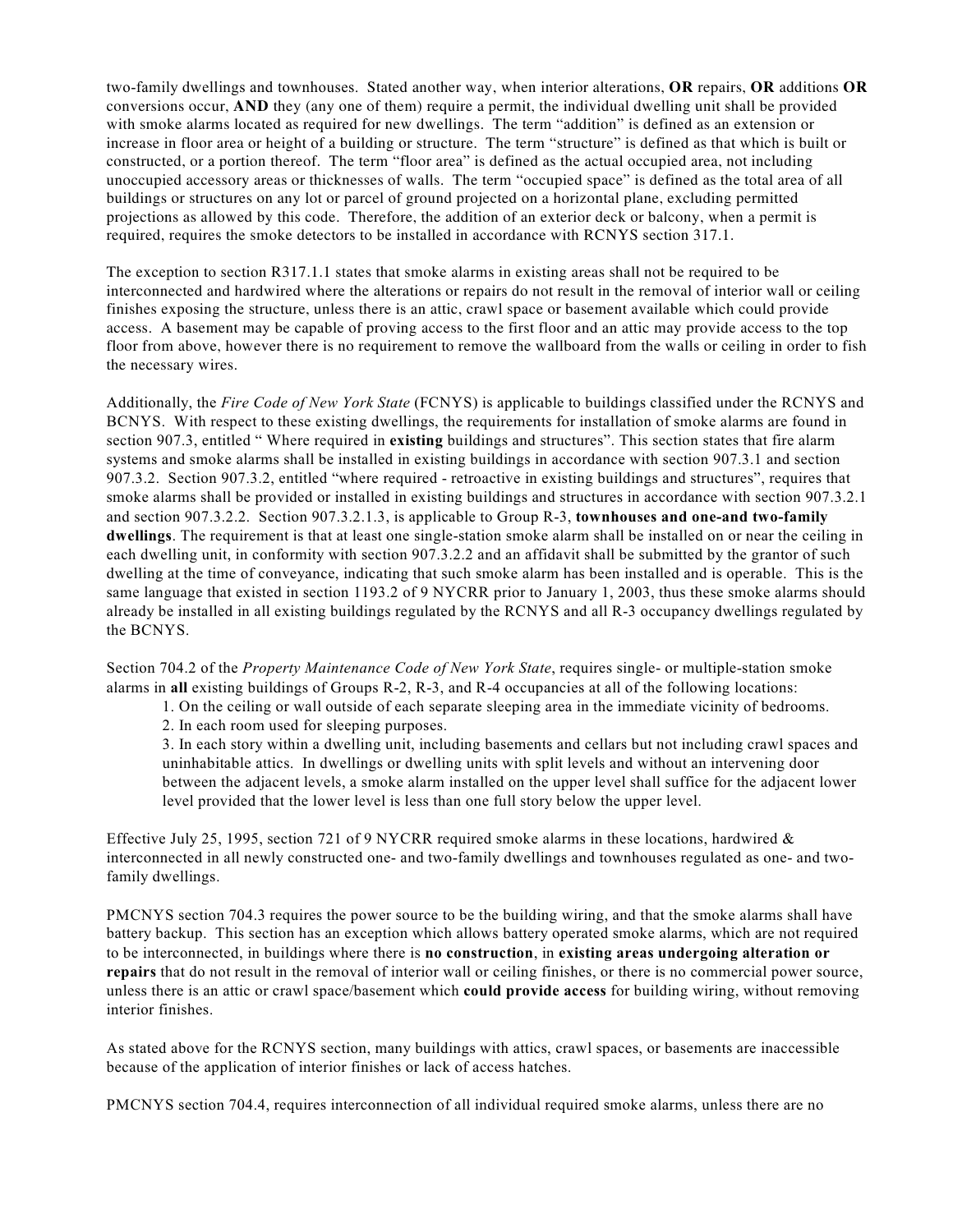two-family dwellings and townhouses. Stated another way, when interior alterations, **OR** repairs, **OR** additions **OR** conversions occur, **AND** they (any one of them) require a permit, the individual dwelling unit shall be provided with smoke alarms located as required for new dwellings. The term "addition" is defined as an extension or increase in floor area or height of a building or structure. The term "structure" is defined as that which is built or constructed, or a portion thereof. The term "floor area" is defined as the actual occupied area, not including unoccupied accessory areas or thicknesses of walls. The term "occupied space" is defined as the total area of all buildings or structures on any lot or parcel of ground projected on a horizontal plane, excluding permitted projections as allowed by this code. Therefore, the addition of an exterior deck or balcony, when a permit is required, requires the smoke detectors to be installed in accordance with RCNYS section 317.1.

The exception to section R317.1.1 states that smoke alarms in existing areas shall not be required to be interconnected and hardwired where the alterations or repairs do not result in the removal of interior wall or ceiling finishes exposing the structure, unless there is an attic, crawl space or basement available which could provide access. A basement may be capable of proving access to the first floor and an attic may provide access to the top floor from above, however there is no requirement to remove the wallboard from the walls or ceiling in order to fish the necessary wires.

Additionally, the *Fire Code of New York State* (FCNYS) is applicable to buildings classified under the RCNYS and BCNYS. With respect to these existing dwellings, the requirements for installation of smoke alarms are found in section 907.3, entitled " Where required in **existing** buildings and structures". This section states that fire alarm systems and smoke alarms shall be installed in existing buildings in accordance with section 907.3.1 and section 907.3.2. Section 907.3.2, entitled "where required - retroactive in existing buildings and structures", requires that smoke alarms shall be provided or installed in existing buildings and structures in accordance with section 907.3.2.1 and section 907.3.2.2. Section 907.3.2.1.3, is applicable to Group R-3, **townhouses and one-and two-family dwellings**. The requirement is that at least one single-station smoke alarm shall be installed on or near the ceiling in each dwelling unit, in conformity with section 907.3.2.2 and an affidavit shall be submitted by the grantor of such dwelling at the time of conveyance, indicating that such smoke alarm has been installed and is operable. This is the same language that existed in section 1193.2 of 9 NYCRR prior to January 1, 2003, thus these smoke alarms should already be installed in all existing buildings regulated by the RCNYS and all R-3 occupancy dwellings regulated by the BCNYS.

Section 704.2 of the *Property Maintenance Code of New York State*, requires single- or multiple-station smoke alarms in **all** existing buildings of Groups R-2, R-3, and R-4 occupancies at all of the following locations:

1. On the ceiling or wall outside of each separate sleeping area in the immediate vicinity of bedrooms.
2. In each room used for sleeping purposes.
3. In each story within a dwelling unit, including basements and cellars but not including crawl spaces and uninhabitable attics. In dwellings or dwelling units with split levels and without an intervening door between the adjacent levels, a smoke alarm installed on the upper level shall suffice for the adjacent lower level provided that the lower level is less than one full story below the upper level.

Effective July 25, 1995, section 721 of 9 NYCRR required smoke alarms in these locations, hardwired & interconnected in all newly constructed one- and two-family dwellings and townhouses regulated as one- and two-family dwellings.

PMCNYS section 704.3 requires the power source to be the building wiring, and that the smoke alarms shall have battery backup. This section has an exception which allows battery operated smoke alarms, which are not required to be interconnected, in buildings where there is **no construction**, in **existing areas undergoing alteration or repairs** that do not result in the removal of interior wall or ceiling finishes, or there is no commercial power source, unless there is an attic or crawl space/basement which **could provide access** for building wiring, without removing interior finishes.

As stated above for the RCNYS section, many buildings with attics, crawl spaces, or basements are inaccessible because of the application of interior finishes or lack of access hatches.

PMCNYS section 704.4, requires interconnection of all individual required smoke alarms, unless there are no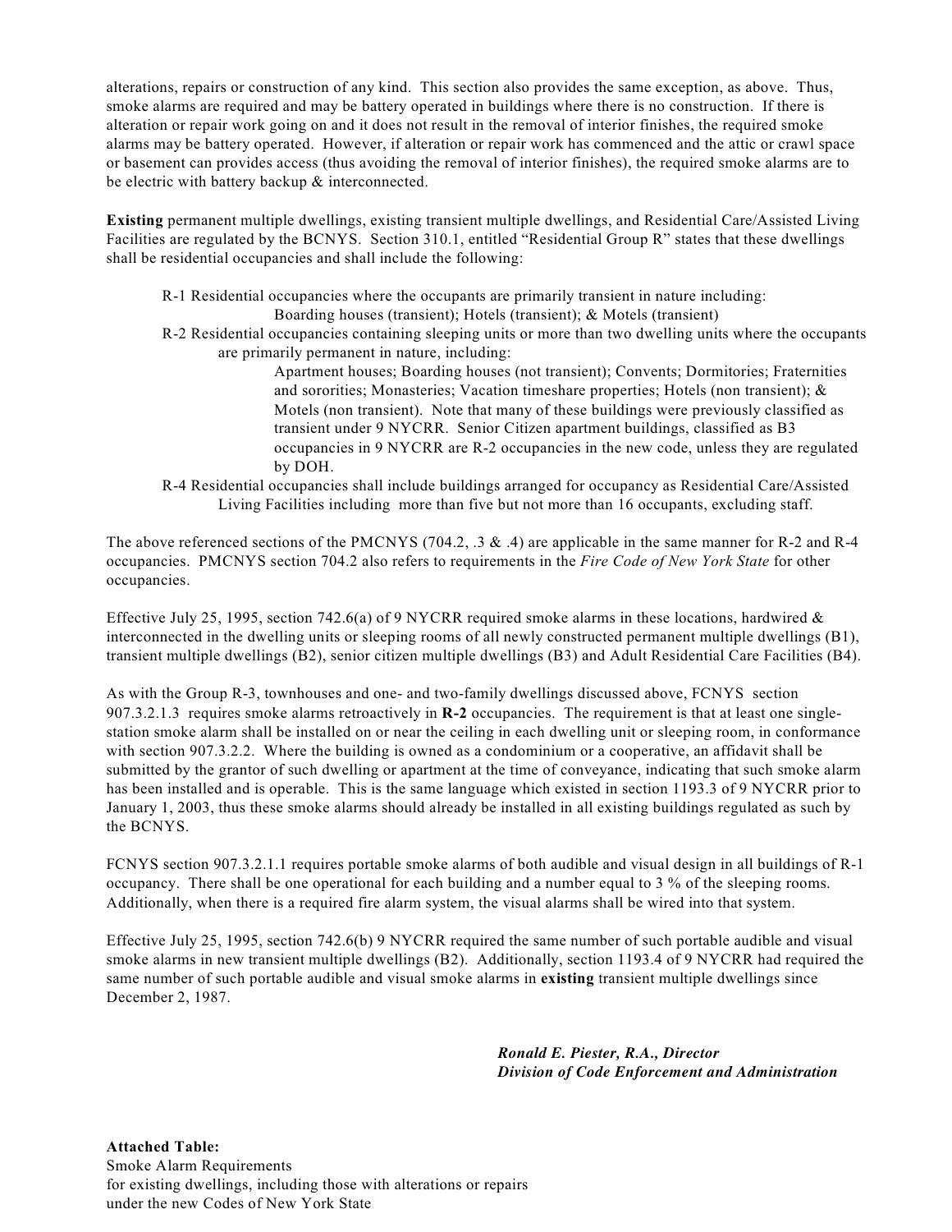alterations, repairs or construction of any kind. This section also provides the same exception, as above. Thus, smoke alarms are required and may be battery operated in buildings where there is no construction. If there is alteration or repair work going on and it does not result in the removal of interior finishes, the required smoke alarms may be battery operated. However, if alteration or repair work has commenced and the attic or crawl space or basement can provides access (thus avoiding the removal of interior finishes), the required smoke alarms are to be electric with battery backup & interconnected.

**Existing** permanent multiple dwellings, existing transient multiple dwellings, and Residential Care/Assisted Living Facilities are regulated by the BCNYS. Section 310.1, entitled "Residential Group R" states that these dwellings shall be residential occupancies and shall include the following:

> R-1 Residential occupancies where the occupants are primarily transient in nature including:
> > Boarding houses (transient); Hotels (transient); & Motels (transient)
>
> R-2 Residential occupancies containing sleeping units or more than two dwelling units where the occupants are primarily permanent in nature, including:
> > Apartment houses; Boarding houses (not transient); Convents; Dormitories; Fraternities and sororities; Monasteries; Vacation timeshare properties; Hotels (non transient); & Motels (non transient). Note that many of these buildings were previously classified as transient under 9 NYCRR. Senior Citizen apartment buildings, classified as B3 occupancies in 9 NYCRR are R-2 occupancies in the new code, unless they are regulated by DOH.
>
> R-4 Residential occupancies shall include buildings arranged for occupancy as Residential Care/Assisted Living Facilities including more than five but not more than 16 occupants, excluding staff.

The above referenced sections of the PMCNYS (704.2, .3 & .4) are applicable in the same manner for R-2 and R-4 occupancies. PMCNYS section 704.2 also refers to requirements in the *Fire Code of New York State* for other occupancies.

Effective July 25, 1995, section 742.6(a) of 9 NYCRR required smoke alarms in these locations, hardwired & interconnected in the dwelling units or sleeping rooms of all newly constructed permanent multiple dwellings (B1), transient multiple dwellings (B2), senior citizen multiple dwellings (B3) and Adult Residential Care Facilities (B4).

As with the Group R-3, townhouses and one- and two-family dwellings discussed above, FCNYS section 907.3.2.1.3 requires smoke alarms retroactively in **R-2** occupancies. The requirement is that at least one single-station smoke alarm shall be installed on or near the ceiling in each dwelling unit or sleeping room, in conformance with section 907.3.2.2. Where the building is owned as a condominium or a cooperative, an affidavit shall be submitted by the grantor of such dwelling or apartment at the time of conveyance, indicating that such smoke alarm has been installed and is operable. This is the same language which existed in section 1193.3 of 9 NYCRR prior to January 1, 2003, thus these smoke alarms should already be installed in all existing buildings regulated as such by the BCNYS.

FCNYS section 907.3.2.1.1 requires portable smoke alarms of both audible and visual design in all buildings of R-1 occupancy. There shall be one operational for each building and a number equal to 3 % of the sleeping rooms. Additionally, when there is a required fire alarm system, the visual alarms shall be wired into that system.

Effective July 25, 1995, section 742.6(b) 9 NYCRR required the same number of such portable audible and visual smoke alarms in new transient multiple dwellings (B2). Additionally, section 1193.4 of 9 NYCRR had required the same number of such portable audible and visual smoke alarms in **existing** transient multiple dwellings since December 2, 1987.

***Ronald E. Piester, R.A., Director***
***Division of Code Enforcement and Administration***

**Attached Table:**
Smoke Alarm Requirements
for existing dwellings, including those with alterations or repairs
under the new Codes of New York State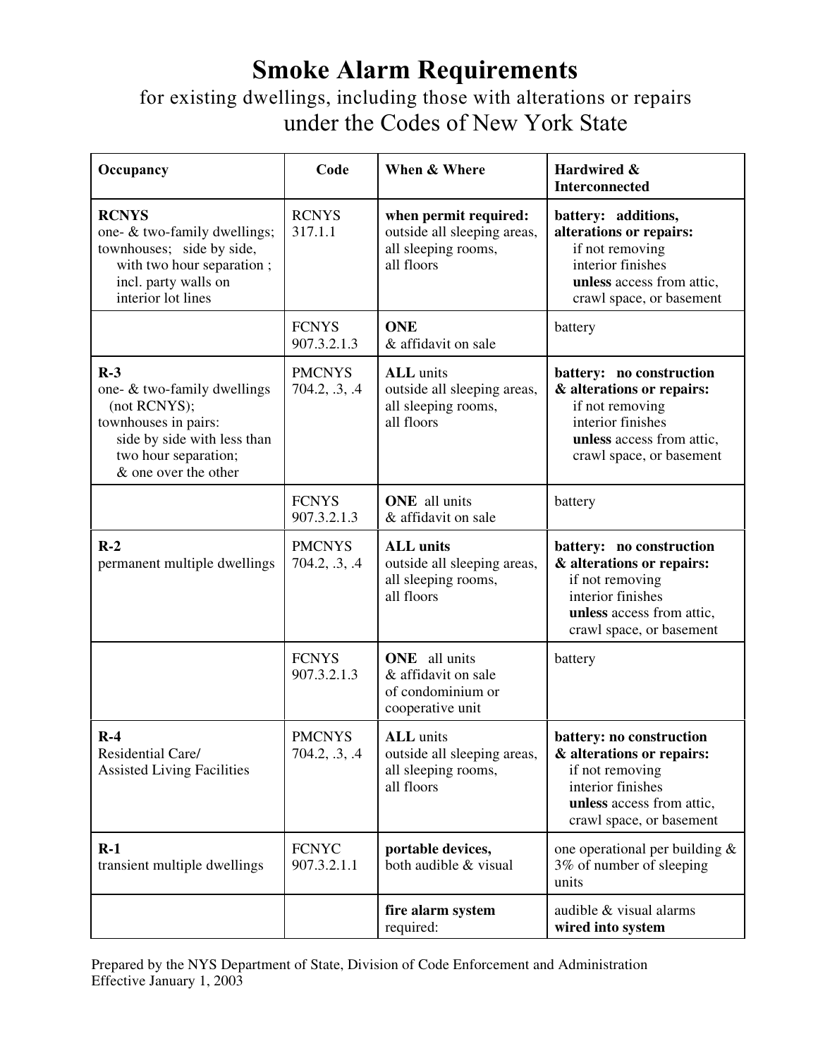# Smoke Alarm Requirements

for existing dwellings, including those with alterations or repairs under the Codes of New York State

| Occupancy | Code | When & Where | Hardwired & Interconnected |
|---|---|---|---|
| **RCNYS** one- & two-family dwellings; townhouses; side by side, with two hour separation ; incl. party walls on interior lot lines | RCNYS 317.1.1 | **when permit required:** outside all sleeping areas, all sleeping rooms, all floors | **battery: additions, alterations or repairs:** if not removing interior finishes **unless** access from attic, crawl space, or basement |
| | FCNYS 907.3.2.1.3 | **ONE** & affidavit on sale | battery |
| **R-3** one- & two-family dwellings (not RCNYS); townhouses in pairs: side by side with less than two hour separation; & one over the other | PMCNYS 704.2, .3, .4 | **ALL** units outside all sleeping areas, all sleeping rooms, all floors | **battery: no construction & alterations or repairs:** if not removing interior finishes **unless** access from attic, crawl space, or basement |
| | FCNYS 907.3.2.1.3 | **ONE** all units & affidavit on sale | battery |
| **R-2** permanent multiple dwellings | PMCNYS 704.2, .3, .4 | **ALL units** outside all sleeping areas, all sleeping rooms, all floors | **battery: no construction & alterations or repairs:** if not removing interior finishes **unless** access from attic, crawl space, or basement |
| | FCNYS 907.3.2.1.3 | **ONE** all units & affidavit on sale of condominium or cooperative unit | battery |
| **R-4** Residential Care/ Assisted Living Facilities | PMCNYS 704.2, .3, .4 | **ALL** units outside all sleeping areas, all sleeping rooms, all floors | **battery: no construction & alterations or repairs:** if not removing interior finishes **unless** access from attic, crawl space, or basement |
| **R-1** transient multiple dwellings | FCNYC 907.3.2.1.1 | **portable devices,** both audible & visual | one operational per building & 3% of number of sleeping units |
| | | **fire alarm system** required: | audible & visual alarms **wired into system** |

Prepared by the NYS Department of State, Division of Code Enforcement and Administration
Effective January 1, 2003